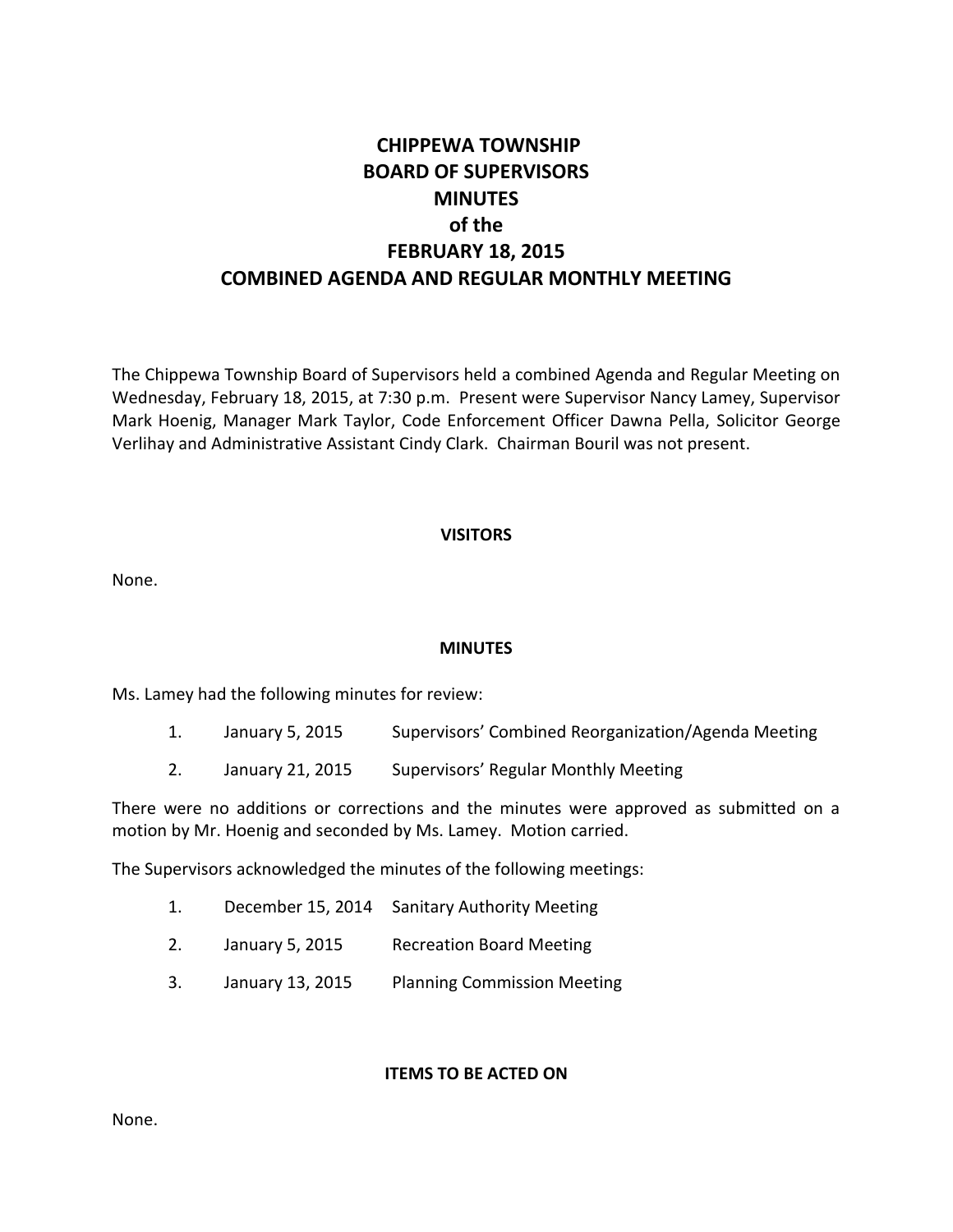# CHIPPEWA TOWNSHIP
# BOARD OF SUPERVISORS
# MINUTES
# of the
# FEBRUARY 18, 2015
# COMBINED AGENDA AND REGULAR MONTHLY MEETING

The Chippewa Township Board of Supervisors held a combined Agenda and Regular Meeting on Wednesday, February 18, 2015, at 7:30 p.m. Present were Supervisor Nancy Lamey, Supervisor Mark Hoenig, Manager Mark Taylor, Code Enforcement Officer Dawna Pella, Solicitor George Verlihay and Administrative Assistant Cindy Clark. Chairman Bouril was not present.

## VISITORS

None.

## MINUTES

Ms. Lamey had the following minutes for review:

1. January 5, 2015 Supervisors' Combined Reorganization/Agenda Meeting
2. January 21, 2015 Supervisors' Regular Monthly Meeting

There were no additions or corrections and the minutes were approved as submitted on a motion by Mr. Hoenig and seconded by Ms. Lamey. Motion carried.

The Supervisors acknowledged the minutes of the following meetings:

1. December 15, 2014 Sanitary Authority Meeting
2. January 5, 2015 Recreation Board Meeting
3. January 13, 2015 Planning Commission Meeting

## ITEMS TO BE ACTED ON

None.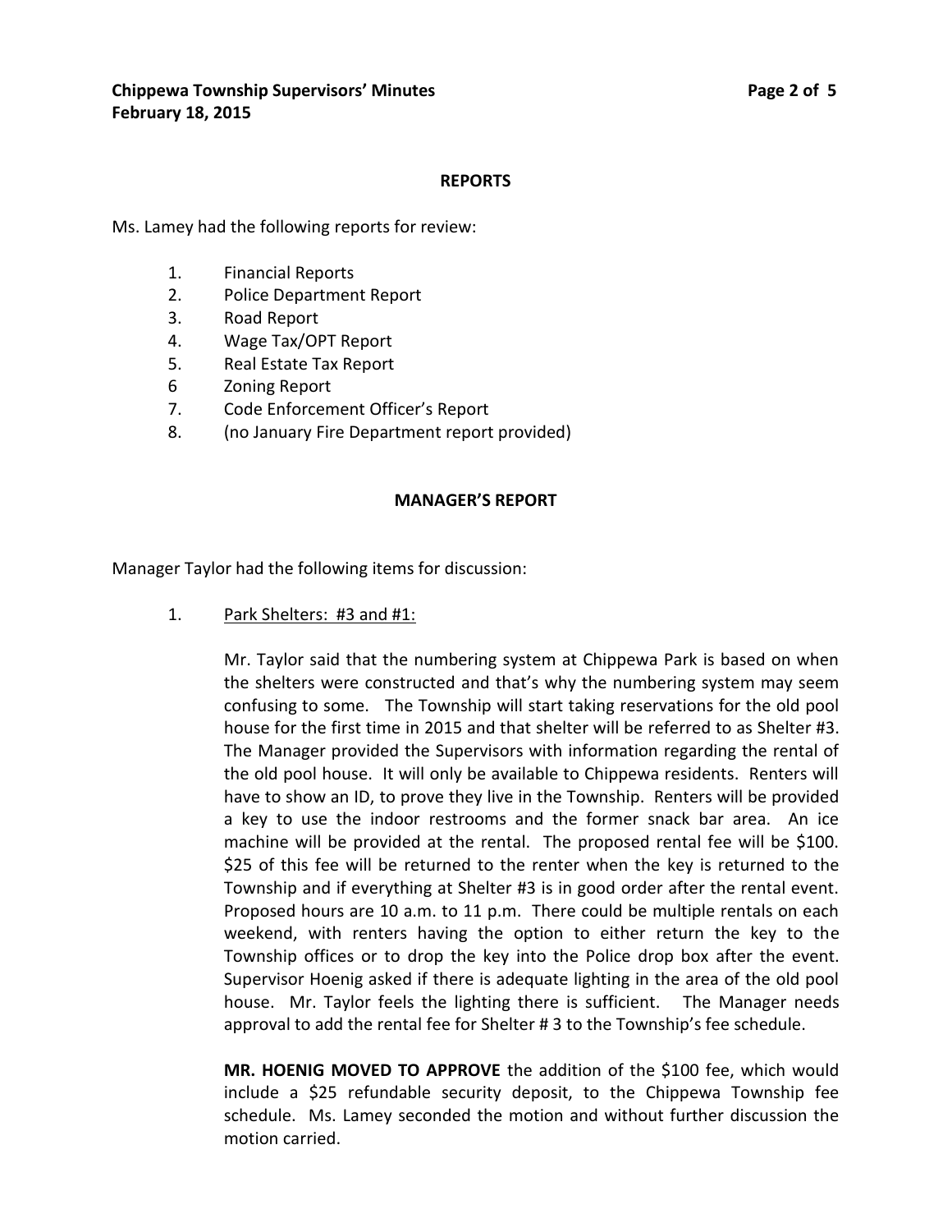## REPORTS

Ms. Lamey had the following reports for review:

1. Financial Reports
2. Police Department Report
3. Road Report
4. Wage Tax/OPT Report
5. Real Estate Tax Report
6 Zoning Report
7. Code Enforcement Officer's Report
8. (no January Fire Department report provided)

## MANAGER'S REPORT

Manager Taylor had the following items for discussion:

1. <u>Park Shelters: #3 and #1:</u>

   Mr. Taylor said that the numbering system at Chippewa Park is based on when the shelters were constructed and that's why the numbering system may seem confusing to some. The Township will start taking reservations for the old pool house for the first time in 2015 and that shelter will be referred to as Shelter #3. The Manager provided the Supervisors with information regarding the rental of the old pool house. It will only be available to Chippewa residents. Renters will have to show an ID, to prove they live in the Township. Renters will be provided a key to use the indoor restrooms and the former snack bar area. An ice machine will be provided at the rental. The proposed rental fee will be $100. $25 of this fee will be returned to the renter when the key is returned to the Township and if everything at Shelter #3 is in good order after the rental event. Proposed hours are 10 a.m. to 11 p.m. There could be multiple rentals on each weekend, with renters having the option to either return the key to the Township offices or to drop the key into the Police drop box after the event. Supervisor Hoenig asked if there is adequate lighting in the area of the old pool house. Mr. Taylor feels the lighting there is sufficient. The Manager needs approval to add the rental fee for Shelter # 3 to the Township's fee schedule.

   **MR. HOENIG MOVED TO APPROVE** the addition of the $100 fee, which would include a $25 refundable security deposit, to the Chippewa Township fee schedule. Ms. Lamey seconded the motion and without further discussion the motion carried.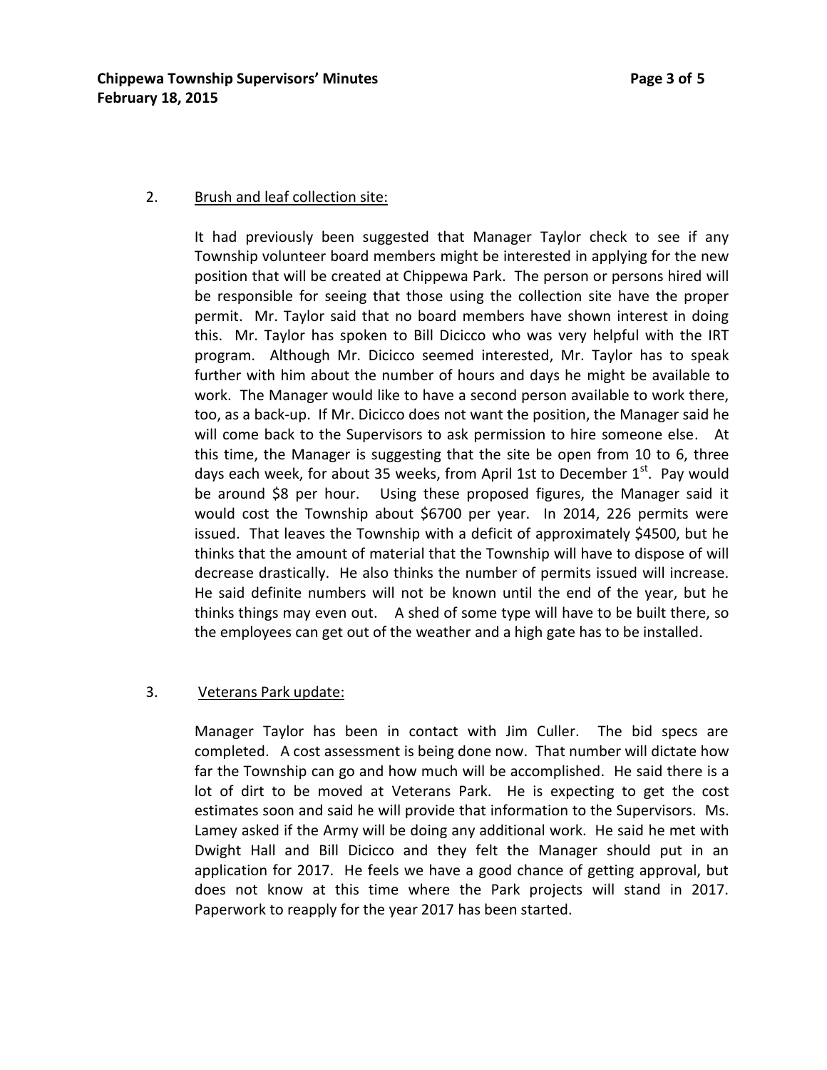2. Brush and leaf collection site:

It had previously been suggested that Manager Taylor check to see if any Township volunteer board members might be interested in applying for the new position that will be created at Chippewa Park. The person or persons hired will be responsible for seeing that those using the collection site have the proper permit. Mr. Taylor said that no board members have shown interest in doing this. Mr. Taylor has spoken to Bill Dicicco who was very helpful with the IRT program. Although Mr. Dicicco seemed interested, Mr. Taylor has to speak further with him about the number of hours and days he might be available to work. The Manager would like to have a second person available to work there, too, as a back-up. If Mr. Dicicco does not want the position, the Manager said he will come back to the Supervisors to ask permission to hire someone else. At this time, the Manager is suggesting that the site be open from 10 to 6, three days each week, for about 35 weeks, from April 1st to December 1st. Pay would be around $8 per hour. Using these proposed figures, the Manager said it would cost the Township about $6700 per year. In 2014, 226 permits were issued. That leaves the Township with a deficit of approximately $4500, but he thinks that the amount of material that the Township will have to dispose of will decrease drastically. He also thinks the number of permits issued will increase. He said definite numbers will not be known until the end of the year, but he thinks things may even out. A shed of some type will have to be built there, so the employees can get out of the weather and a high gate has to be installed.

3. Veterans Park update:

Manager Taylor has been in contact with Jim Culler. The bid specs are completed. A cost assessment is being done now. That number will dictate how far the Township can go and how much will be accomplished. He said there is a lot of dirt to be moved at Veterans Park. He is expecting to get the cost estimates soon and said he will provide that information to the Supervisors. Ms. Lamey asked if the Army will be doing any additional work. He said he met with Dwight Hall and Bill Dicicco and they felt the Manager should put in an application for 2017. He feels we have a good chance of getting approval, but does not know at this time where the Park projects will stand in 2017. Paperwork to reapply for the year 2017 has been started.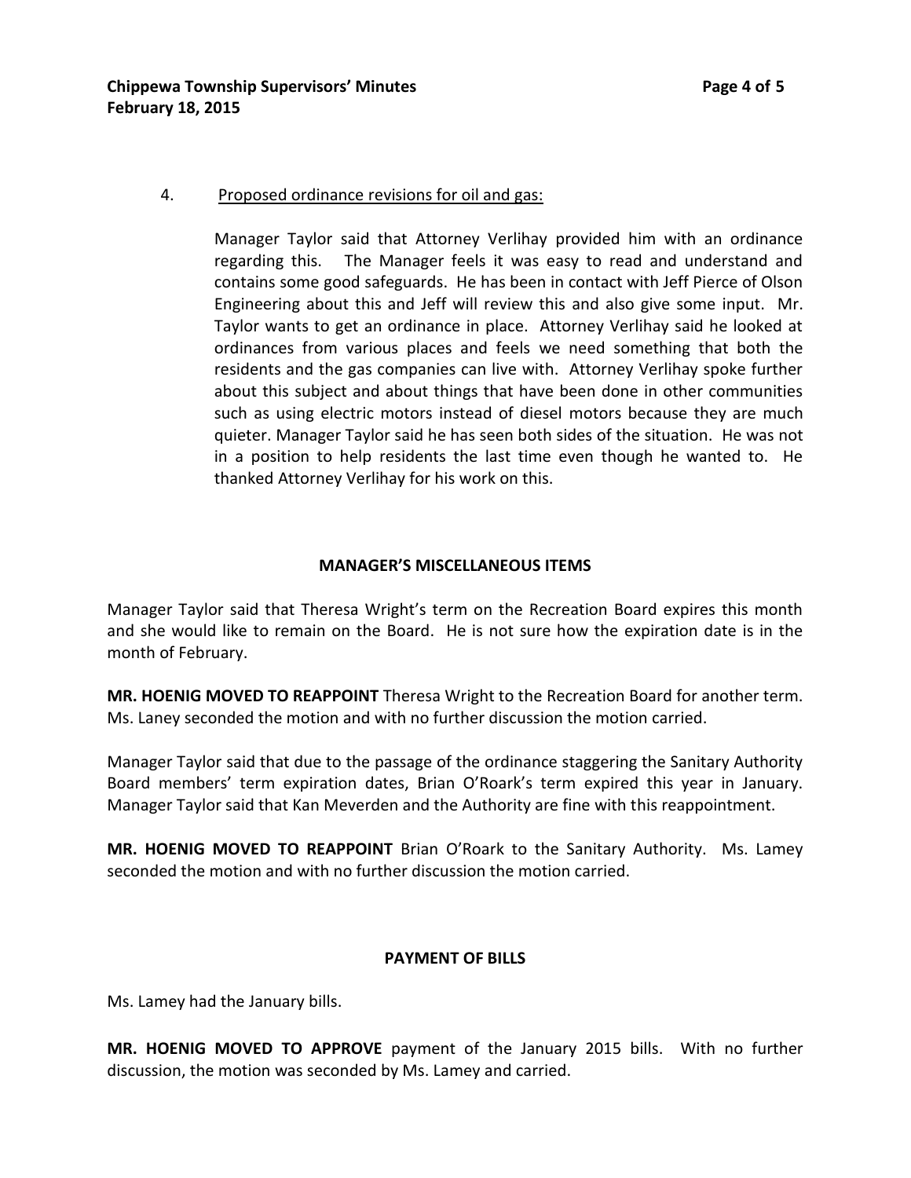4. Proposed ordinance revisions for oil and gas:

   Manager Taylor said that Attorney Verlihay provided him with an ordinance regarding this. The Manager feels it was easy to read and understand and contains some good safeguards. He has been in contact with Jeff Pierce of Olson Engineering about this and Jeff will review this and also give some input. Mr. Taylor wants to get an ordinance in place. Attorney Verlihay said he looked at ordinances from various places and feels we need something that both the residents and the gas companies can live with. Attorney Verlihay spoke further about this subject and about things that have been done in other communities such as using electric motors instead of diesel motors because they are much quieter. Manager Taylor said he has seen both sides of the situation. He was not in a position to help residents the last time even though he wanted to. He thanked Attorney Verlihay for his work on this.

## MANAGER'S MISCELLANEOUS ITEMS

Manager Taylor said that Theresa Wright's term on the Recreation Board expires this month and she would like to remain on the Board. He is not sure how the expiration date is in the month of February.

**MR. HOENIG MOVED TO REAPPOINT** Theresa Wright to the Recreation Board for another term. Ms. Laney seconded the motion and with no further discussion the motion carried.

Manager Taylor said that due to the passage of the ordinance staggering the Sanitary Authority Board members' term expiration dates, Brian O'Roark's term expired this year in January. Manager Taylor said that Kan Meverden and the Authority are fine with this reappointment.

**MR. HOENIG MOVED TO REAPPOINT** Brian O'Roark to the Sanitary Authority. Ms. Lamey seconded the motion and with no further discussion the motion carried.

## PAYMENT OF BILLS

Ms. Lamey had the January bills.

**MR. HOENIG MOVED TO APPROVE** payment of the January 2015 bills. With no further discussion, the motion was seconded by Ms. Lamey and carried.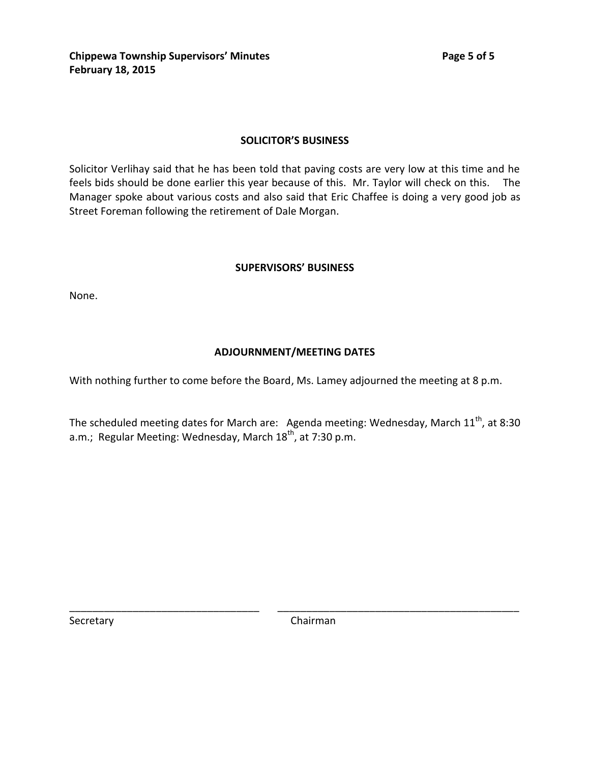## SOLICITOR'S BUSINESS

Solicitor Verlihay said that he has been told that paving costs are very low at this time and he feels bids should be done earlier this year because of this. Mr. Taylor will check on this. The Manager spoke about various costs and also said that Eric Chaffee is doing a very good job as Street Foreman following the retirement of Dale Morgan.

## SUPERVISORS' BUSINESS

None.

## ADJOURNMENT/MEETING DATES

With nothing further to come before the Board, Ms. Lamey adjourned the meeting at 8 p.m.

The scheduled meeting dates for March are: Agenda meeting: Wednesday, March 11th, at 8:30 a.m.; Regular Meeting: Wednesday, March 18th, at 7:30 p.m.

\_\_\_\_\_\_\_\_\_\_\_\_\_\_\_\_\_\_\_\_\_\_\_\_\_\_\_\_\_\_\_\_\_\_ \_\_\_\_\_\_\_\_\_\_\_\_\_\_\_\_\_\_\_\_\_\_\_\_\_\_\_\_\_\_\_\_\_\_\_\_\_\_\_\_\_\_\_\_

Secretary Chairman